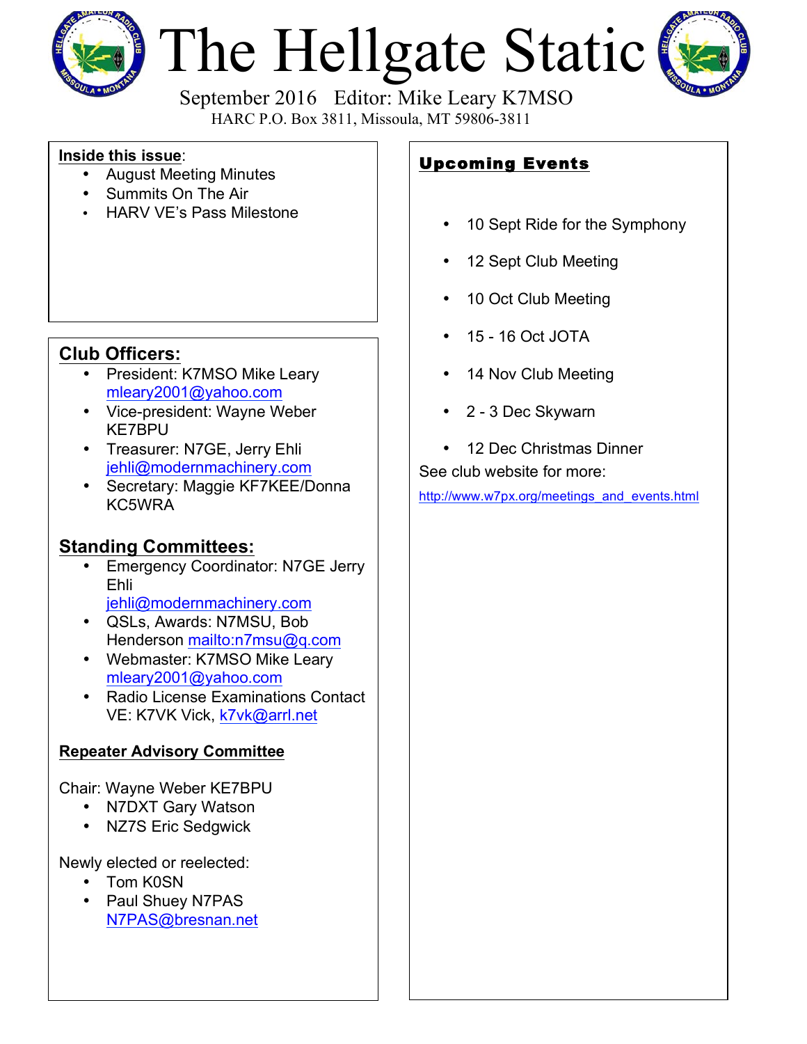# The Hellgate Static

September 2016 Editor: Mike Leary K7MSO

HARC P.O. Box 3811, Missoula, MT 59806-3811

**Inside this issue**:

- August Meeting Minutes
- Summits On The Air
- HARV VE's Pass Milestone

## Club Officers:

- President: K7MSO Mike Leary mleary2001@yahoo.com
- Vice-president: Wayne Weber KE7BPU
- Treasurer: N7GE, Jerry Ehli jehli@modernmachinery.com
- Secretary: Maggie KF7KEE/Donna KC5WRA

## Standing Committees:

- Emergency Coordinator: N7GE Jerry Ehli jehli@modernmachinery.com
- QSLs, Awards: N7MSU, Bob Henderson mailto:n7msu@q.com
- Webmaster: K7MSO Mike Leary mleary2001@yahoo.com
- Radio License Examinations Contact VE: K7VK Vick, k7vk@arrl.net

### Repeater Advisory Committee

Chair: Wayne Weber KE7BPU

- N7DXT Gary Watson
- NZ7S Eric Sedgwick

Newly elected or reelected:

- Tom K0SN
- Paul Shuey N7PAS N7PAS@bresnan.net

## Upcoming Events

- 10 Sept Ride for the Symphony
- 12 Sept Club Meeting
- 10 Oct Club Meeting
- 15 - 16 Oct JOTA
- 14 Nov Club Meeting
- 2 - 3 Dec Skywarn
- 12 Dec Christmas Dinner

See club website for more:

http://www.w7px.org/meetings_and_events.html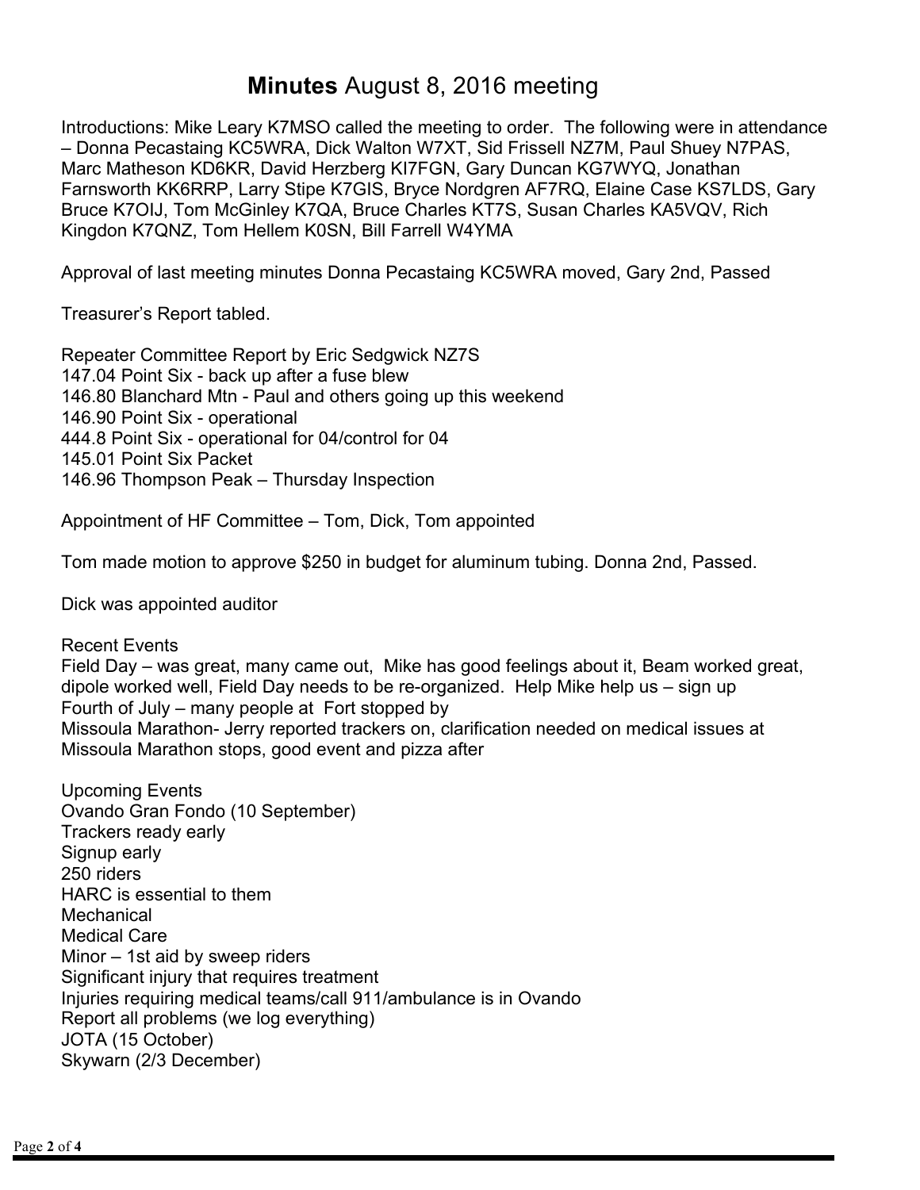# **Minutes** August 8, 2016 meeting

Introductions: Mike Leary K7MSO called the meeting to order. The following were in attendance – Donna Pecastaing KC5WRA, Dick Walton W7XT, Sid Frissell NZ7M, Paul Shuey N7PAS, Marc Matheson KD6KR, David Herzberg KI7FGN, Gary Duncan KG7WYQ, Jonathan Farnsworth KK6RRP, Larry Stipe K7GIS, Bryce Nordgren AF7RQ, Elaine Case KS7LDS, Gary Bruce K7OIJ, Tom McGinley K7QA, Bruce Charles KT7S, Susan Charles KA5VQV, Rich Kingdon K7QNZ, Tom Hellem K0SN, Bill Farrell W4YMA

Approval of last meeting minutes Donna Pecastaing KC5WRA moved, Gary 2nd, Passed

Treasurer's Report tabled.

Repeater Committee Report by Eric Sedgwick NZ7S
147.04 Point Six - back up after a fuse blew
146.80 Blanchard Mtn - Paul and others going up this weekend
146.90 Point Six - operational
444.8 Point Six - operational for 04/control for 04
145.01 Point Six Packet
146.96 Thompson Peak – Thursday Inspection

Appointment of HF Committee – Tom, Dick, Tom appointed

Tom made motion to approve $250 in budget for aluminum tubing. Donna 2nd, Passed.

Dick was appointed auditor

Recent Events
Field Day – was great, many came out, Mike has good feelings about it, Beam worked great, dipole worked well, Field Day needs to be re-organized. Help Mike help us – sign up
Fourth of July – many people at Fort stopped by
Missoula Marathon- Jerry reported trackers on, clarification needed on medical issues at Missoula Marathon stops, good event and pizza after

Upcoming Events
Ovando Gran Fondo (10 September)
Trackers ready early
Signup early
250 riders
HARC is essential to them
Mechanical
Medical Care
Minor – 1st aid by sweep riders
Significant injury that requires treatment
Injuries requiring medical teams/call 911/ambulance is in Ovando
Report all problems (we log everything)
JOTA (15 October)
Skywarn (2/3 December)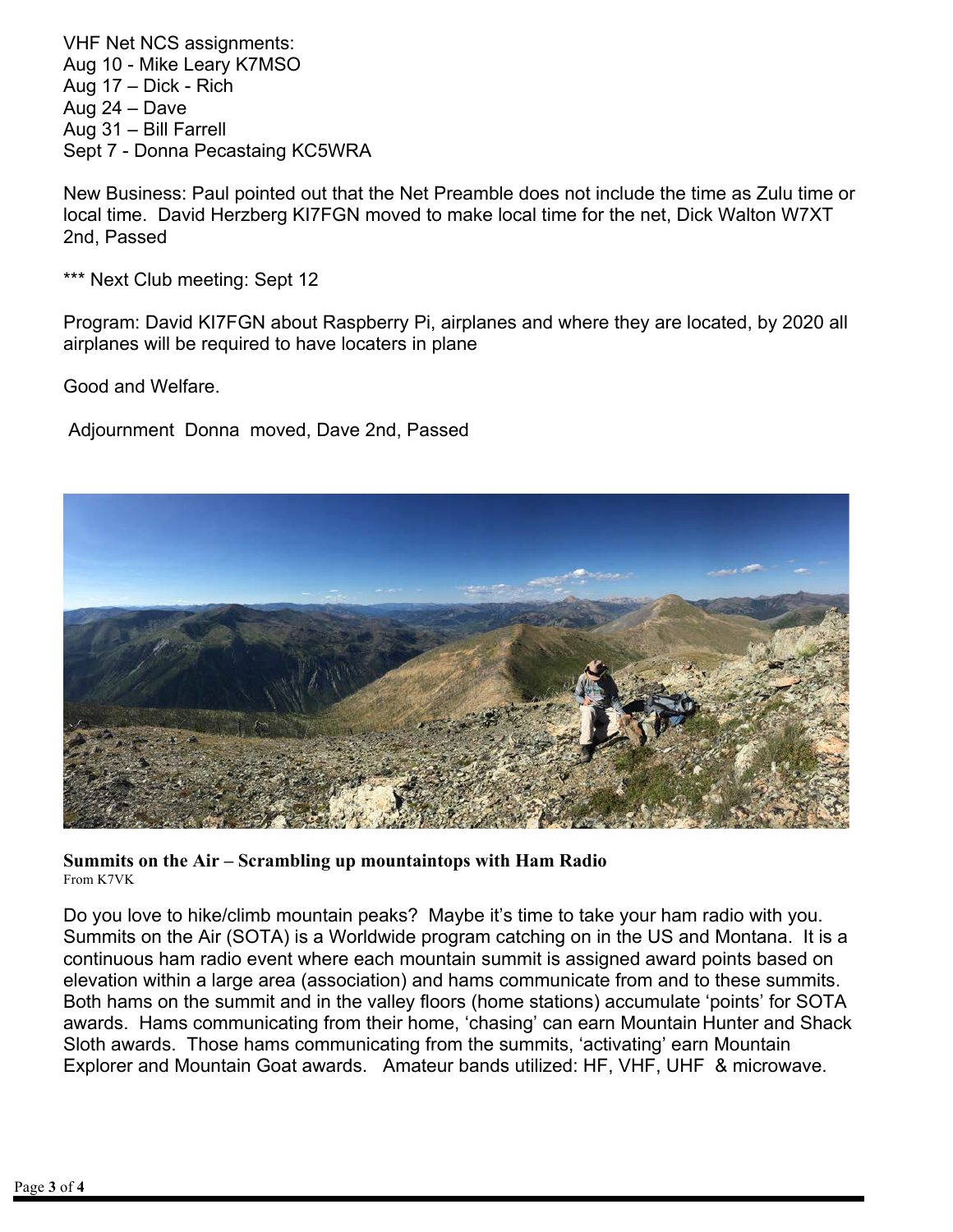VHF Net NCS assignments:
Aug 10 - Mike Leary K7MSO
Aug 17 – Dick - Rich
Aug 24 – Dave
Aug 31 – Bill Farrell
Sept 7 - Donna Pecastaing KC5WRA

New Business: Paul pointed out that the Net Preamble does not include the time as Zulu time or local time. David Herzberg KI7FGN moved to make local time for the net, Dick Walton W7XT 2nd, Passed

*** Next Club meeting: Sept 12

Program: David KI7FGN about Raspberry Pi, airplanes and where they are located, by 2020 all airplanes will be required to have locaters in plane

Good and Welfare.

Adjournment Donna moved, Dave 2nd, Passed

**Summits on the Air – Scrambling up mountaintops with Ham Radio**
From K7VK

Do you love to hike/climb mountain peaks? Maybe it's time to take your ham radio with you. Summits on the Air (SOTA) is a Worldwide program catching on in the US and Montana. It is a continuous ham radio event where each mountain summit is assigned award points based on elevation within a large area (association) and hams communicate from and to these summits. Both hams on the summit and in the valley floors (home stations) accumulate 'points' for SOTA awards. Hams communicating from their home, 'chasing' can earn Mountain Hunter and Shack Sloth awards. Those hams communicating from the summits, 'activating' earn Mountain Explorer and Mountain Goat awards. Amateur bands utilized: HF, VHF, UHF & microwave.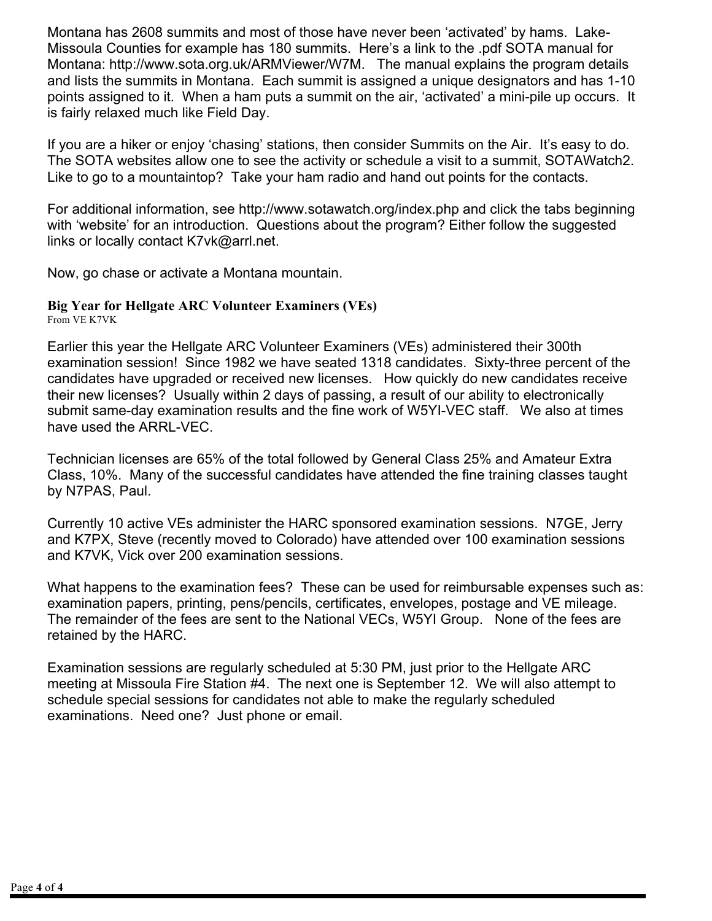Montana has 2608 summits and most of those have never been 'activated' by hams. Lake-Missoula Counties for example has 180 summits. Here's a link to the .pdf SOTA manual for Montana: http://www.sota.org.uk/ARMViewer/W7M. The manual explains the program details and lists the summits in Montana. Each summit is assigned a unique designators and has 1-10 points assigned to it. When a ham puts a summit on the air, 'activated' a mini-pile up occurs. It is fairly relaxed much like Field Day.

If you are a hiker or enjoy 'chasing' stations, then consider Summits on the Air. It's easy to do. The SOTA websites allow one to see the activity or schedule a visit to a summit, SOTAWatch2. Like to go to a mountaintop? Take your ham radio and hand out points for the contacts.

For additional information, see http://www.sotawatch.org/index.php and click the tabs beginning with 'website' for an introduction. Questions about the program? Either follow the suggested links or locally contact K7vk@arrl.net.

Now, go chase or activate a Montana mountain.

### Big Year for Hellgate ARC Volunteer Examiners (VEs)

From VE K7VK

Earlier this year the Hellgate ARC Volunteer Examiners (VEs) administered their 300th examination session! Since 1982 we have seated 1318 candidates. Sixty-three percent of the candidates have upgraded or received new licenses. How quickly do new candidates receive their new licenses? Usually within 2 days of passing, a result of our ability to electronically submit same-day examination results and the fine work of W5YI-VEC staff. We also at times have used the ARRL-VEC.

Technician licenses are 65% of the total followed by General Class 25% and Amateur Extra Class, 10%. Many of the successful candidates have attended the fine training classes taught by N7PAS, Paul.

Currently 10 active VEs administer the HARC sponsored examination sessions. N7GE, Jerry and K7PX, Steve (recently moved to Colorado) have attended over 100 examination sessions and K7VK, Vick over 200 examination sessions.

What happens to the examination fees? These can be used for reimbursable expenses such as: examination papers, printing, pens/pencils, certificates, envelopes, postage and VE mileage. The remainder of the fees are sent to the National VECs, W5YI Group. None of the fees are retained by the HARC.

Examination sessions are regularly scheduled at 5:30 PM, just prior to the Hellgate ARC meeting at Missoula Fire Station #4. The next one is September 12. We will also attempt to schedule special sessions for candidates not able to make the regularly scheduled examinations. Need one? Just phone or email.